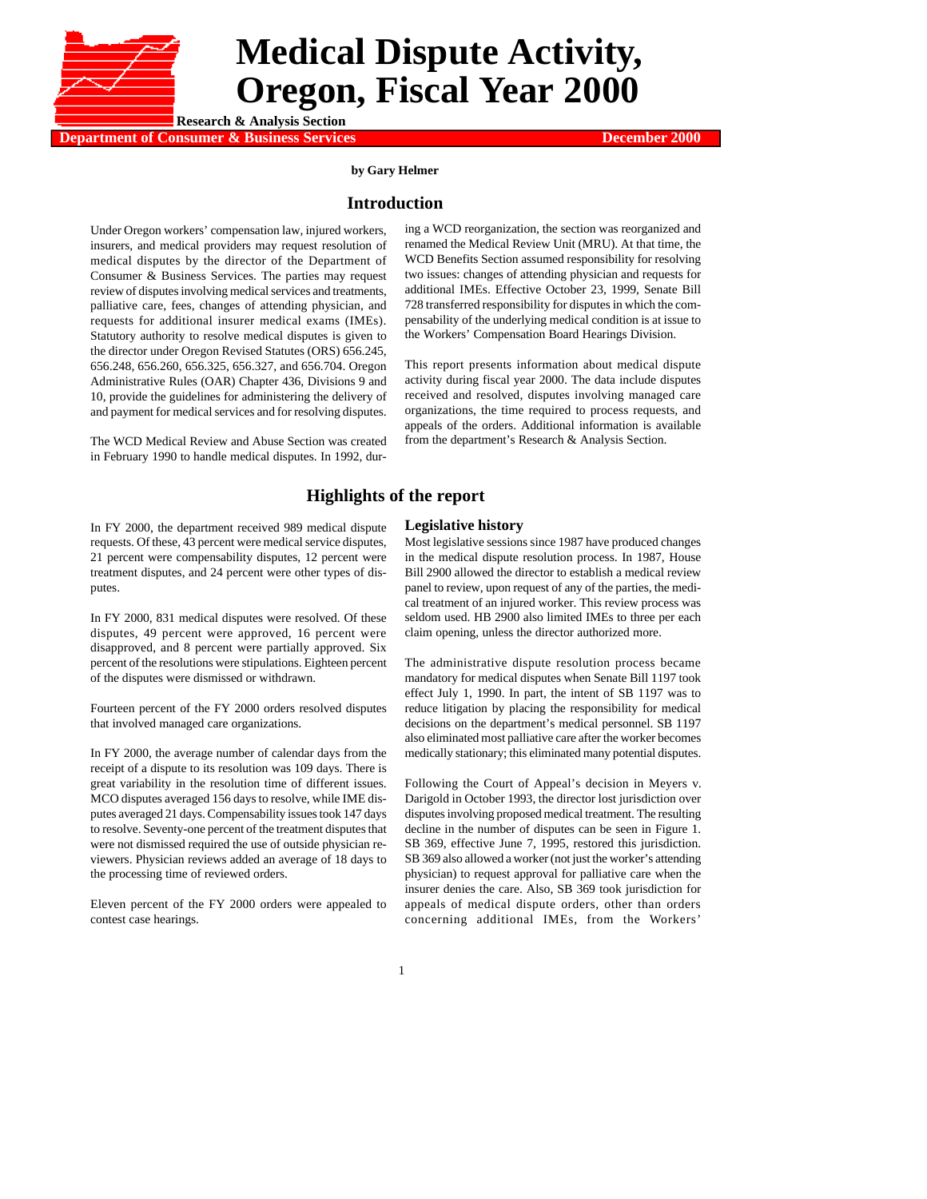# Medical Dispute Activity, Oregon, Fiscal Year 2000

**Research & Analysis Section**

**Department of Consumer & Business Services** **December 2000**

**by Gary Helmer**

## Introduction

Under Oregon workers' compensation law, injured workers, insurers, and medical providers may request resolution of medical disputes by the director of the Department of Consumer & Business Services. The parties may request review of disputes involving medical services and treatments, palliative care, fees, changes of attending physician, and requests for additional insurer medical exams (IMEs). Statutory authority to resolve medical disputes is given to the director under Oregon Revised Statutes (ORS) 656.245, 656.248, 656.260, 656.325, 656.327, and 656.704. Oregon Administrative Rules (OAR) Chapter 436, Divisions 9 and 10, provide the guidelines for administering the delivery of and payment for medical services and for resolving disputes.

The WCD Medical Review and Abuse Section was created in February 1990 to handle medical disputes. In 1992, during a WCD reorganization, the section was reorganized and renamed the Medical Review Unit (MRU). At that time, the WCD Benefits Section assumed responsibility for resolving two issues: changes of attending physician and requests for additional IMEs. Effective October 23, 1999, Senate Bill 728 transferred responsibility for disputes in which the compensability of the underlying medical condition is at issue to the Workers' Compensation Board Hearings Division.

This report presents information about medical dispute activity during fiscal year 2000. The data include disputes received and resolved, disputes involving managed care organizations, the time required to process requests, and appeals of the orders. Additional information is available from the department's Research & Analysis Section.

## Highlights of the report

In FY 2000, the department received 989 medical dispute requests. Of these, 43 percent were medical service disputes, 21 percent were compensability disputes, 12 percent were treatment disputes, and 24 percent were other types of disputes.

In FY 2000, 831 medical disputes were resolved. Of these disputes, 49 percent were approved, 16 percent were disapproved, and 8 percent were partially approved. Six percent of the resolutions were stipulations. Eighteen percent of the disputes were dismissed or withdrawn.

Fourteen percent of the FY 2000 orders resolved disputes that involved managed care organizations.

In FY 2000, the average number of calendar days from the receipt of a dispute to its resolution was 109 days. There is great variability in the resolution time of different issues. MCO disputes averaged 156 days to resolve, while IME disputes averaged 21 days. Compensability issues took 147 days to resolve. Seventy-one percent of the treatment disputes that were not dismissed required the use of outside physician reviewers. Physician reviews added an average of 18 days to the processing time of reviewed orders.

Eleven percent of the FY 2000 orders were appealed to contest case hearings.

### Legislative history

Most legislative sessions since 1987 have produced changes in the medical dispute resolution process. In 1987, House Bill 2900 allowed the director to establish a medical review panel to review, upon request of any of the parties, the medical treatment of an injured worker. This review process was seldom used. HB 2900 also limited IMEs to three per each claim opening, unless the director authorized more.

The administrative dispute resolution process became mandatory for medical disputes when Senate Bill 1197 took effect July 1, 1990. In part, the intent of SB 1197 was to reduce litigation by placing the responsibility for medical decisions on the department's medical personnel. SB 1197 also eliminated most palliative care after the worker becomes medically stationary; this eliminated many potential disputes.

Following the Court of Appeal's decision in Meyers v. Darigold in October 1993, the director lost jurisdiction over disputes involving proposed medical treatment. The resulting decline in the number of disputes can be seen in Figure 1. SB 369, effective June 7, 1995, restored this jurisdiction. SB 369 also allowed a worker (not just the worker's attending physician) to request approval for palliative care when the insurer denies the care. Also, SB 369 took jurisdiction for appeals of medical dispute orders, other than orders concerning additional IMEs, from the Workers'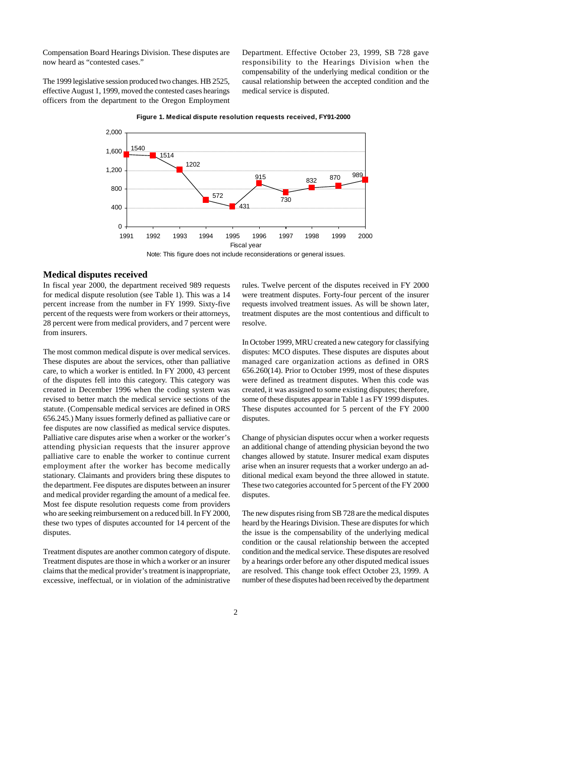Compensation Board Hearings Division. These disputes are now heard as "contested cases."

The 1999 legislative session produced two changes. HB 2525, effective August 1, 1999, moved the contested cases hearings officers from the department to the Oregon Employment Department. Effective October 23, 1999, SB 728 gave responsibility to the Hearings Division when the compensability of the underlying medical condition or the causal relationship between the accepted condition and the medical service is disputed.

**Figure 1. Medical dispute resolution requests received, FY91-2000**

| Fiscal year | Requests |
|---|---|
| 1991 | 1540 |
| 1992 | 1514 |
| 1993 | 1202 |
| 1994 | 572 |
| 1995 | 431 |
| 1996 | 915 |
| 1997 | 730 |
| 1998 | 832 |
| 1999 | 870 |
| 2000 | 989 |

Note: This figure does not include reconsiderations or general issues.

## Medical disputes received

In fiscal year 2000, the department received 989 requests for medical dispute resolution (see Table 1). This was a 14 percent increase from the number in FY 1999. Sixty-five percent of the requests were from workers or their attorneys, 28 percent were from medical providers, and 7 percent were from insurers.

The most common medical dispute is over medical services. These disputes are about the services, other than palliative care, to which a worker is entitled. In FY 2000, 43 percent of the disputes fell into this category. This category was created in December 1996 when the coding system was revised to better match the medical service sections of the statute. (Compensable medical services are defined in ORS 656.245.) Many issues formerly defined as palliative care or fee disputes are now classified as medical service disputes. Palliative care disputes arise when a worker or the worker's attending physician requests that the insurer approve palliative care to enable the worker to continue current employment after the worker has become medically stationary. Claimants and providers bring these disputes to the department. Fee disputes are disputes between an insurer and medical provider regarding the amount of a medical fee. Most fee dispute resolution requests come from providers who are seeking reimbursement on a reduced bill. In FY 2000, these two types of disputes accounted for 14 percent of the disputes.

Treatment disputes are another common category of dispute. Treatment disputes are those in which a worker or an insurer claims that the medical provider's treatment is inappropriate, excessive, ineffectual, or in violation of the administrative rules. Twelve percent of the disputes received in FY 2000 were treatment disputes. Forty-four percent of the insurer requests involved treatment issues. As will be shown later, treatment disputes are the most contentious and difficult to resolve.

In October 1999, MRU created a new category for classifying disputes: MCO disputes. These disputes are disputes about managed care organization actions as defined in ORS 656.260(14). Prior to October 1999, most of these disputes were defined as treatment disputes. When this code was created, it was assigned to some existing disputes; therefore, some of these disputes appear in Table 1 as FY 1999 disputes. These disputes accounted for 5 percent of the FY 2000 disputes.

Change of physician disputes occur when a worker requests an additional change of attending physician beyond the two changes allowed by statute. Insurer medical exam disputes arise when an insurer requests that a worker undergo an additional medical exam beyond the three allowed in statute. These two categories accounted for 5 percent of the FY 2000 disputes.

The new disputes rising from SB 728 are the medical disputes heard by the Hearings Division. These are disputes for which the issue is the compensability of the underlying medical condition or the causal relationship between the accepted condition and the medical service. These disputes are resolved by a hearings order before any other disputed medical issues are resolved. This change took effect October 23, 1999. A number of these disputes had been received by the department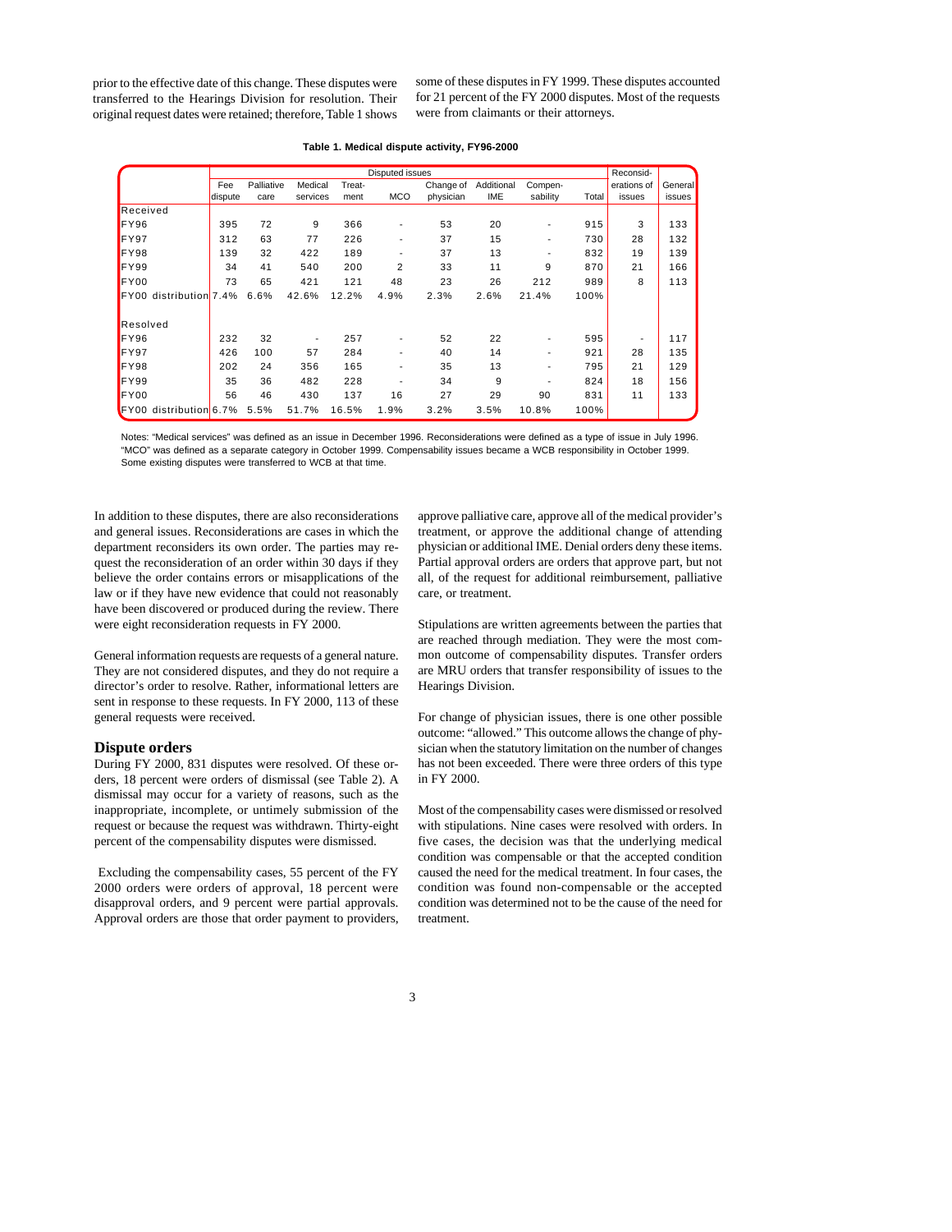prior to the effective date of this change. These disputes were transferred to the Hearings Division for resolution. Their original request dates were retained; therefore, Table 1 shows some of these disputes in FY 1999. These disputes accounted for 21 percent of the FY 2000 disputes. Most of the requests were from claimants or their attorneys.

**Table 1. Medical dispute activity, FY96-2000**

| | Disputed issues | | | | | | | | | Reconsid- | |
|---|---|---|---|---|---|---|---|---|---|---|---|
| | Fee dispute | Palliative care | Medical services | Treat-ment | MCO | Change of physician | Additional IME | Compen-sability | Total | erations of issues | General issues |
| **Received** | | | | | | | | | | | |
| FY96 | 395 | 72 | 9 | 366 | - | 53 | 20 | - | 915 | 3 | 133 |
| FY97 | 312 | 63 | 77 | 226 | - | 37 | 15 | - | 730 | 28 | 132 |
| FY98 | 139 | 32 | 422 | 189 | - | 37 | 13 | - | 832 | 19 | 139 |
| FY99 | 34 | 41 | 540 | 200 | 2 | 33 | 11 | 9 | 870 | 21 | 166 |
| FY00 | 73 | 65 | 421 | 121 | 48 | 23 | 26 | 212 | 989 | 8 | 113 |
| FY00 distribution | 7.4% | 6.6% | 42.6% | 12.2% | 4.9% | 2.3% | 2.6% | 21.4% | 100% | | |
| **Resolved** | | | | | | | | | | | |
| FY96 | 232 | 32 | - | 257 | - | 52 | 22 | - | 595 | - | 117 |
| FY97 | 426 | 100 | 57 | 284 | - | 40 | 14 | - | 921 | 28 | 135 |
| FY98 | 202 | 24 | 356 | 165 | - | 35 | 13 | - | 795 | 21 | 129 |
| FY99 | 35 | 36 | 482 | 228 | - | 34 | 9 | - | 824 | 18 | 156 |
| FY00 | 56 | 46 | 430 | 137 | 16 | 27 | 29 | 90 | 831 | 11 | 133 |
| FY00 distribution | 6.7% | 5.5% | 51.7% | 16.5% | 1.9% | 3.2% | 3.5% | 10.8% | 100% | | |

Notes: "Medical services" was defined as an issue in December 1996. Reconsiderations were defined as a type of issue in July 1996. "MCO" was defined as a separate category in October 1999. Compensability issues became a WCB responsibility in October 1999. Some existing disputes were transferred to WCB at that time.

In addition to these disputes, there are also reconsiderations and general issues. Reconsiderations are cases in which the department reconsiders its own order. The parties may request the reconsideration of an order within 30 days if they believe the order contains errors or misapplications of the law or if they have new evidence that could not reasonably have been discovered or produced during the review. There were eight reconsideration requests in FY 2000.

General information requests are requests of a general nature. They are not considered disputes, and they do not require a director's order to resolve. Rather, informational letters are sent in response to these requests. In FY 2000, 113 of these general requests were received.

## Dispute orders

During FY 2000, 831 disputes were resolved. Of these orders, 18 percent were orders of dismissal (see Table 2). A dismissal may occur for a variety of reasons, such as the inappropriate, incomplete, or untimely submission of the request or because the request was withdrawn. Thirty-eight percent of the compensability disputes were dismissed.

Excluding the compensability cases, 55 percent of the FY 2000 orders were orders of approval, 18 percent were disapproval orders, and 9 percent were partial approvals. Approval orders are those that order payment to providers, approve palliative care, approve all of the medical provider's treatment, or approve the additional change of attending physician or additional IME. Denial orders deny these items. Partial approval orders are orders that approve part, but not all, of the request for additional reimbursement, palliative care, or treatment.

Stipulations are written agreements between the parties that are reached through mediation. They were the most common outcome of compensability disputes. Transfer orders are MRU orders that transfer responsibility of issues to the Hearings Division.

For change of physician issues, there is one other possible outcome: "allowed." This outcome allows the change of physician when the statutory limitation on the number of changes has not been exceeded. There were three orders of this type in FY 2000.

Most of the compensability cases were dismissed or resolved with stipulations. Nine cases were resolved with orders. In five cases, the decision was that the underlying medical condition was compensable or that the accepted condition caused the need for the medical treatment. In four cases, the condition was found non-compensable or the accepted condition was determined not to be the cause of the need for treatment.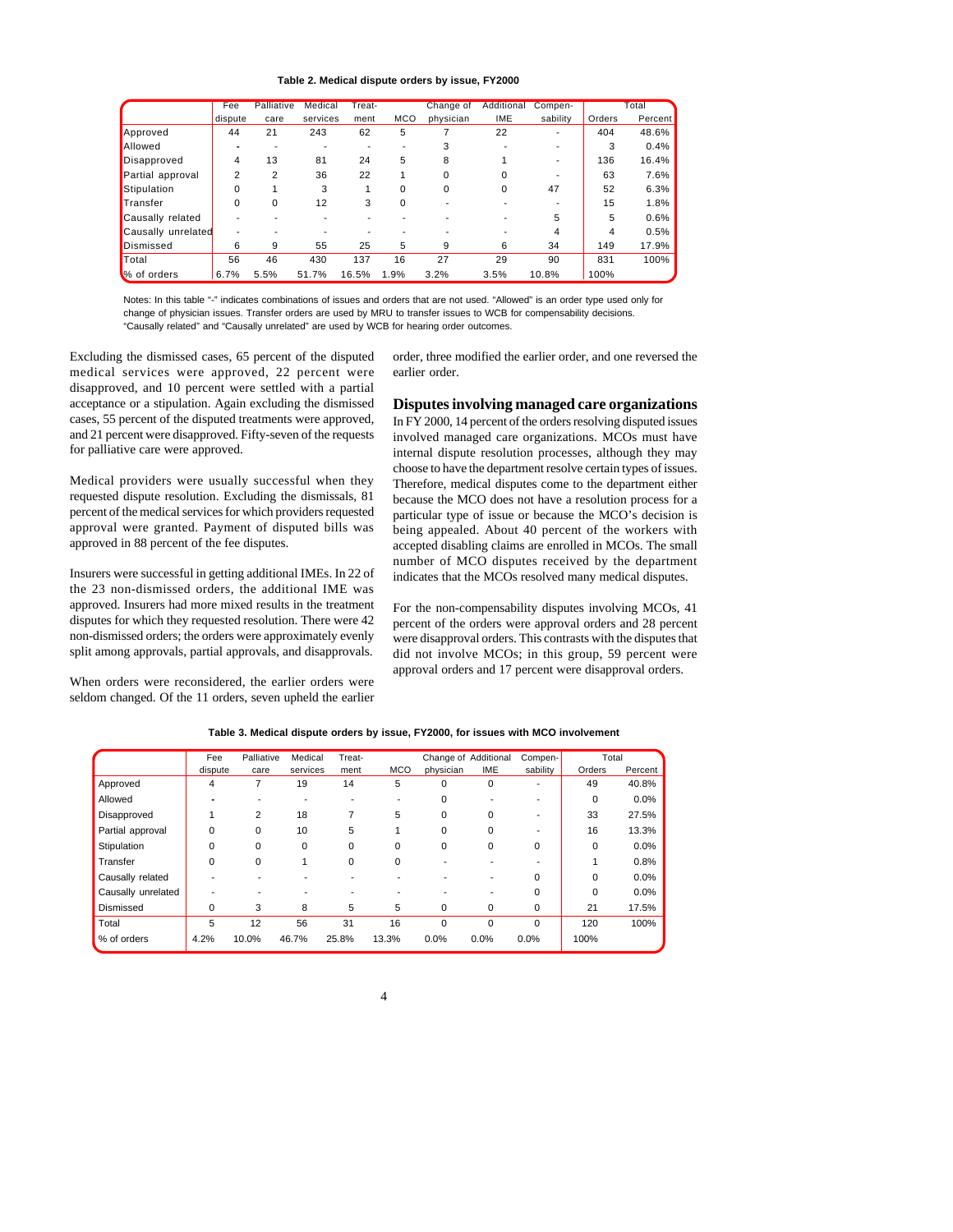**Table 2. Medical dispute orders by issue, FY2000**

| | Fee dispute | Palliative care | Medical services | Treat-ment | MCO | Change of physician | Additional IME | Compen-sability | Total Orders | Total Percent |
|---|---|---|---|---|---|---|---|---|---|---|
| Approved | 44 | 21 | 243 | 62 | 5 | 7 | 22 | - | 404 | 48.6% |
| Allowed | - | - | - | - | - | 3 | - | - | 3 | 0.4% |
| Disapproved | 4 | 13 | 81 | 24 | 5 | 8 | 1 | - | 136 | 16.4% |
| Partial approval | 2 | 2 | 36 | 22 | 1 | 0 | 0 | - | 63 | 7.6% |
| Stipulation | 0 | 1 | 3 | 1 | 0 | 0 | 0 | 47 | 52 | 6.3% |
| Transfer | 0 | 0 | 12 | 3 | 0 | - | - | - | 15 | 1.8% |
| Causally related | - | - | - | - | - | - | - | 5 | 5 | 0.6% |
| Causally unrelated | - | - | - | - | - | - | - | 4 | 4 | 0.5% |
| Dismissed | 6 | 9 | 55 | 25 | 5 | 9 | 6 | 34 | 149 | 17.9% |
| Total | 56 | 46 | 430 | 137 | 16 | 27 | 29 | 90 | 831 | 100% |
| % of orders | 6.7% | 5.5% | 51.7% | 16.5% | 1.9% | 3.2% | 3.5% | 10.8% | 100% | |

Notes: In this table "-" indicates combinations of issues and orders that are not used. "Allowed" is an order type used only for change of physician issues. Transfer orders are used by MRU to transfer issues to WCB for compensability decisions. "Causally related" and "Causally unrelated" are used by WCB for hearing order outcomes.

Excluding the dismissed cases, 65 percent of the disputed medical services were approved, 22 percent were disapproved, and 10 percent were settled with a partial acceptance or a stipulation. Again excluding the dismissed cases, 55 percent of the disputed treatments were approved, and 21 percent were disapproved. Fifty-seven of the requests for palliative care were approved.

Medical providers were usually successful when they requested dispute resolution. Excluding the dismissals, 81 percent of the medical services for which providers requested approval were granted. Payment of disputed bills was approved in 88 percent of the fee disputes.

Insurers were successful in getting additional IMEs. In 22 of the 23 non-dismissed orders, the additional IME was approved. Insurers had more mixed results in the treatment disputes for which they requested resolution. There were 42 non-dismissed orders; the orders were approximately evenly split among approvals, partial approvals, and disapprovals.

When orders were reconsidered, the earlier orders were seldom changed. Of the 11 orders, seven upheld the earlier order, three modified the earlier order, and one reversed the earlier order.

## Disputes involving managed care organizations

In FY 2000, 14 percent of the orders resolving disputed issues involved managed care organizations. MCOs must have internal dispute resolution processes, although they may choose to have the department resolve certain types of issues. Therefore, medical disputes come to the department either because the MCO does not have a resolution process for a particular type of issue or because the MCO's decision is being appealed. About 40 percent of the workers with accepted disabling claims are enrolled in MCOs. The small number of MCO disputes received by the department indicates that the MCOs resolved many medical disputes.

For the non-compensability disputes involving MCOs, 41 percent of the orders were approval orders and 28 percent were disapproval orders. This contrasts with the disputes that did not involve MCOs; in this group, 59 percent were approval orders and 17 percent were disapproval orders.

**Table 3. Medical dispute orders by issue, FY2000, for issues with MCO involvement**

| | Fee dispute | Palliative care | Medical services | Treat-ment | MCO | Change of physician | Additional IME | Compen-sability | Total Orders | Total Percent |
|---|---|---|---|---|---|---|---|---|---|---|
| Approved | 4 | 7 | 19 | 14 | 5 | 0 | 0 | - | 49 | 40.8% |
| Allowed | - | - | - | - | - | 0 | - | - | 0 | 0.0% |
| Disapproved | 1 | 2 | 18 | 7 | 5 | 0 | 0 | - | 33 | 27.5% |
| Partial approval | 0 | 0 | 10 | 5 | 1 | 0 | 0 | - | 16 | 13.3% |
| Stipulation | 0 | 0 | 0 | 0 | 0 | 0 | 0 | 0 | 0 | 0.0% |
| Transfer | 0 | 0 | 1 | 0 | 0 | - | - | - | 1 | 0.8% |
| Causally related | - | - | - | - | - | - | - | 0 | 0 | 0.0% |
| Causally unrelated | - | - | - | - | - | - | - | 0 | 0 | 0.0% |
| Dismissed | 0 | 3 | 8 | 5 | 5 | 0 | 0 | 0 | 21 | 17.5% |
| Total | 5 | 12 | 56 | 31 | 16 | 0 | 0 | 0 | 120 | 100% |
| % of orders | 4.2% | 10.0% | 46.7% | 25.8% | 13.3% | 0.0% | 0.0% | 0.0% | 100% | |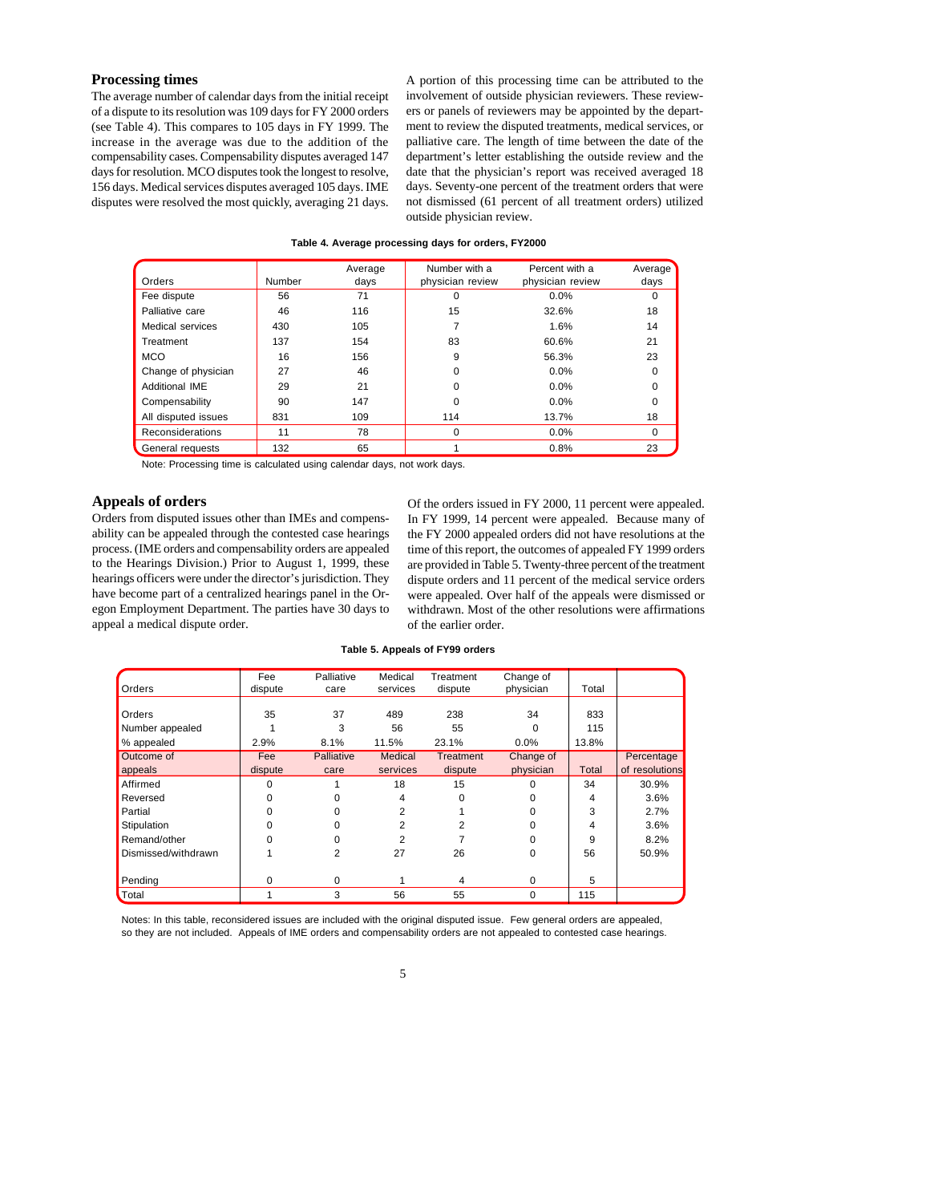## Processing times

The average number of calendar days from the initial receipt of a dispute to its resolution was 109 days for FY 2000 orders (see Table 4). This compares to 105 days in FY 1999. The increase in the average was due to the addition of the compensability cases. Compensability disputes averaged 147 days for resolution. MCO disputes took the longest to resolve, 156 days. Medical services disputes averaged 105 days. IME disputes were resolved the most quickly, averaging 21 days.

A portion of this processing time can be attributed to the involvement of outside physician reviewers. These reviewers or panels of reviewers may be appointed by the department to review the disputed treatments, medical services, or palliative care. The length of time between the date of the department's letter establishing the outside review and the date that the physician's report was received averaged 18 days. Seventy-one percent of the treatment orders that were not dismissed (61 percent of all treatment orders) utilized outside physician review.

**Table 4. Average processing days for orders, FY2000**

| Orders | Number | Average days | Number with a physician review | Percent with a physician review | Average days |
|---|---|---|---|---|---|
| Fee dispute | 56 | 71 | 0 | 0.0% | 0 |
| Palliative care | 46 | 116 | 15 | 32.6% | 18 |
| Medical services | 430 | 105 | 7 | 1.6% | 14 |
| Treatment | 137 | 154 | 83 | 60.6% | 21 |
| MCO | 16 | 156 | 9 | 56.3% | 23 |
| Change of physician | 27 | 46 | 0 | 0.0% | 0 |
| Additional IME | 29 | 21 | 0 | 0.0% | 0 |
| Compensability | 90 | 147 | 0 | 0.0% | 0 |
| All disputed issues | 831 | 109 | 114 | 13.7% | 18 |
| Reconsiderations | 11 | 78 | 0 | 0.0% | 0 |
| General requests | 132 | 65 | 1 | 0.8% | 23 |

Note: Processing time is calculated using calendar days, not work days.

## Appeals of orders

Orders from disputed issues other than IMEs and compensability can be appealed through the contested case hearings process. (IME orders and compensability orders are appealed to the Hearings Division.) Prior to August 1, 1999, these hearings officers were under the director's jurisdiction. They have become part of a centralized hearings panel in the Oregon Employment Department. The parties have 30 days to appeal a medical dispute order.

Of the orders issued in FY 2000, 11 percent were appealed. In FY 1999, 14 percent were appealed. Because many of the FY 2000 appealed orders did not have resolutions at the time of this report, the outcomes of appealed FY 1999 orders are provided in Table 5. Twenty-three percent of the treatment dispute orders and 11 percent of the medical service orders were appealed. Over half of the appeals were dismissed or withdrawn. Most of the other resolutions were affirmations of the earlier order.

**Table 5. Appeals of FY99 orders**

| Orders | Fee dispute | Palliative care | Medical services | Treatment dispute | Change of physician | Total | |
|---|---|---|---|---|---|---|---|
| Orders | 35 | 37 | 489 | 238 | 34 | 833 | |
| Number appealed | 1 | 3 | 56 | 55 | 0 | 115 | |
| % appealed | 2.9% | 8.1% | 11.5% | 23.1% | 0.0% | 13.8% | |
| **Outcome of appeals** | **Fee dispute** | **Palliative care** | **Medical services** | **Treatment dispute** | **Change of physician** | **Total** | **Percentage of resolutions** |
| Affirmed | 0 | 1 | 18 | 15 | 0 | 34 | 30.9% |
| Reversed | 0 | 0 | 4 | 0 | 0 | 4 | 3.6% |
| Partial | 0 | 0 | 2 | 1 | 0 | 3 | 2.7% |
| Stipulation | 0 | 0 | 2 | 2 | 0 | 4 | 3.6% |
| Remand/other | 0 | 0 | 2 | 7 | 0 | 9 | 8.2% |
| Dismissed/withdrawn | 1 | 2 | 27 | 26 | 0 | 56 | 50.9% |
| Pending | 0 | 0 | 1 | 4 | 0 | 5 | |
| Total | 1 | 3 | 56 | 55 | 0 | 115 | |

Notes: In this table, reconsidered issues are included with the original disputed issue. Few general orders are appealed, so they are not included. Appeals of IME orders and compensability orders are not appealed to contested case hearings.